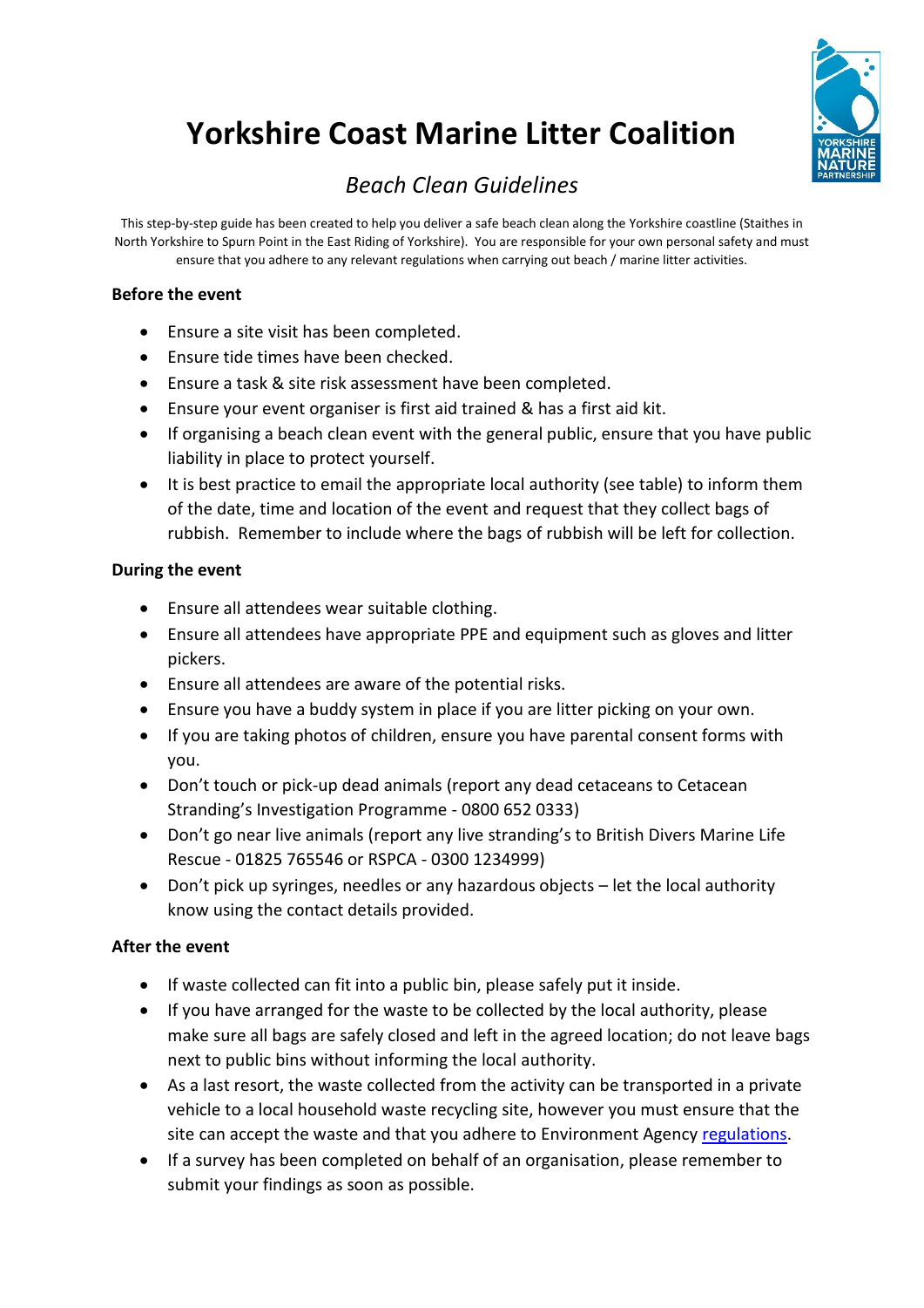# Yorkshire Coast Marine Litter Coalition

*Beach Clean Guidelines*

This step-by-step guide has been created to help you deliver a safe beach clean along the Yorkshire coastline (Staithes in North Yorkshire to Spurn Point in the East Riding of Yorkshire). You are responsible for your own personal safety and must ensure that you adhere to any relevant regulations when carrying out beach / marine litter activities.

**Before the event**

- Ensure a site visit has been completed.
- Ensure tide times have been checked.
- Ensure a task & site risk assessment have been completed.
- Ensure your event organiser is first aid trained & has a first aid kit.
- If organising a beach clean event with the general public, ensure that you have public liability in place to protect yourself.
- It is best practice to email the appropriate local authority (see table) to inform them of the date, time and location of the event and request that they collect bags of rubbish. Remember to include where the bags of rubbish will be left for collection.

**During the event**

- Ensure all attendees wear suitable clothing.
- Ensure all attendees have appropriate PPE and equipment such as gloves and litter pickers.
- Ensure all attendees are aware of the potential risks.
- Ensure you have a buddy system in place if you are litter picking on your own.
- If you are taking photos of children, ensure you have parental consent forms with you.
- Don't touch or pick-up dead animals (report any dead cetaceans to Cetacean Stranding's Investigation Programme - 0800 652 0333)
- Don't go near live animals (report any live stranding's to British Divers Marine Life Rescue - 01825 765546 or RSPCA - 0300 1234999)
- Don't pick up syringes, needles or any hazardous objects – let the local authority know using the contact details provided.

**After the event**

- If waste collected can fit into a public bin, please safely put it inside.
- If you have arranged for the waste to be collected by the local authority, please make sure all bags are safely closed and left in the agreed location; do not leave bags next to public bins without informing the local authority.
- As a last resort, the waste collected from the activity can be transported in a private vehicle to a local household waste recycling site, however you must ensure that the site can accept the waste and that you adhere to Environment Agency regulations.
- If a survey has been completed on behalf of an organisation, please remember to submit your findings as soon as possible.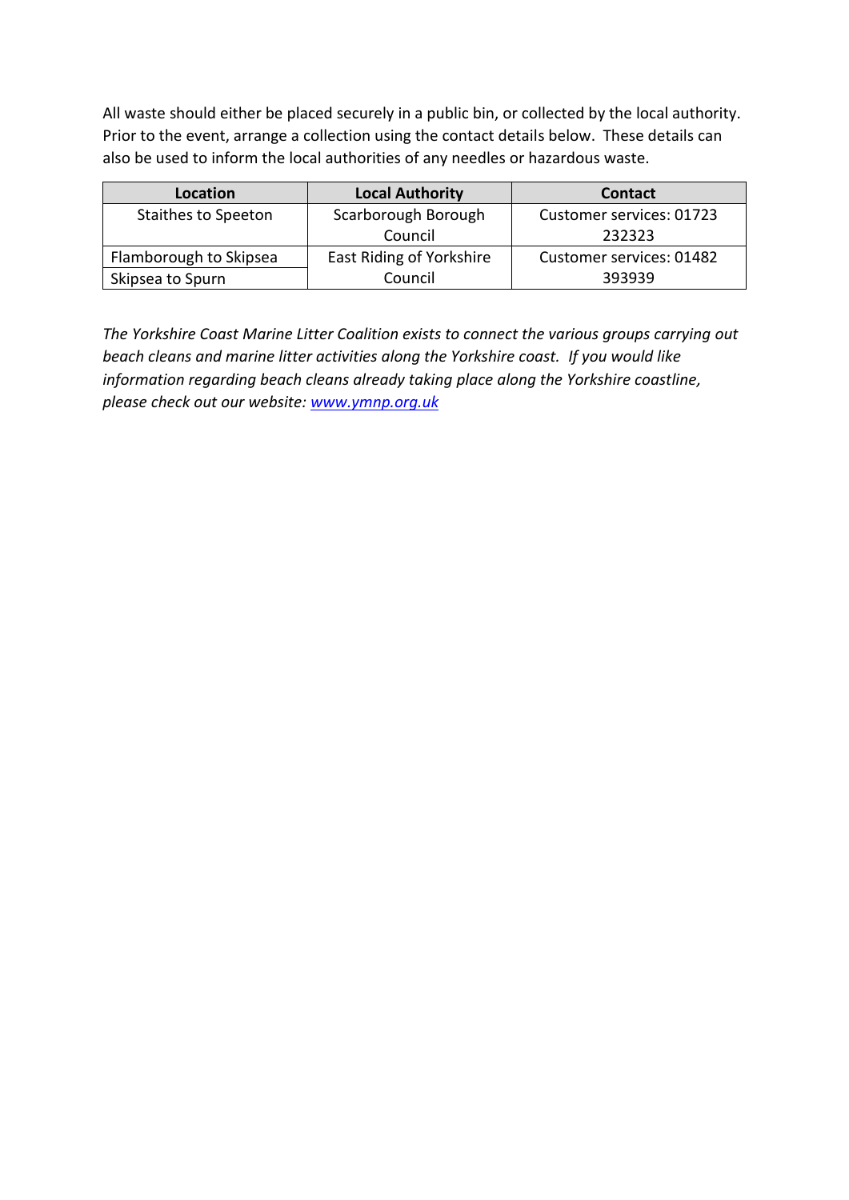All waste should either be placed securely in a public bin, or collected by the local authority. Prior to the event, arrange a collection using the contact details below. These details can also be used to inform the local authorities of any needles or hazardous waste.

| Location | Local Authority | Contact |
|---|---|---|
| Staithes to Speeton | Scarborough Borough Council | Customer services: 01723 232323 |
| Flamborough to Skipsea | East Riding of Yorkshire Council | Customer services: 01482 393939 |
| Skipsea to Spurn | | |

*The Yorkshire Coast Marine Litter Coalition exists to connect the various groups carrying out beach cleans and marine litter activities along the Yorkshire coast. If you would like information regarding beach cleans already taking place along the Yorkshire coastline, please check out our website: [www.ymnp.org.uk](www.ymnp.org.uk)*